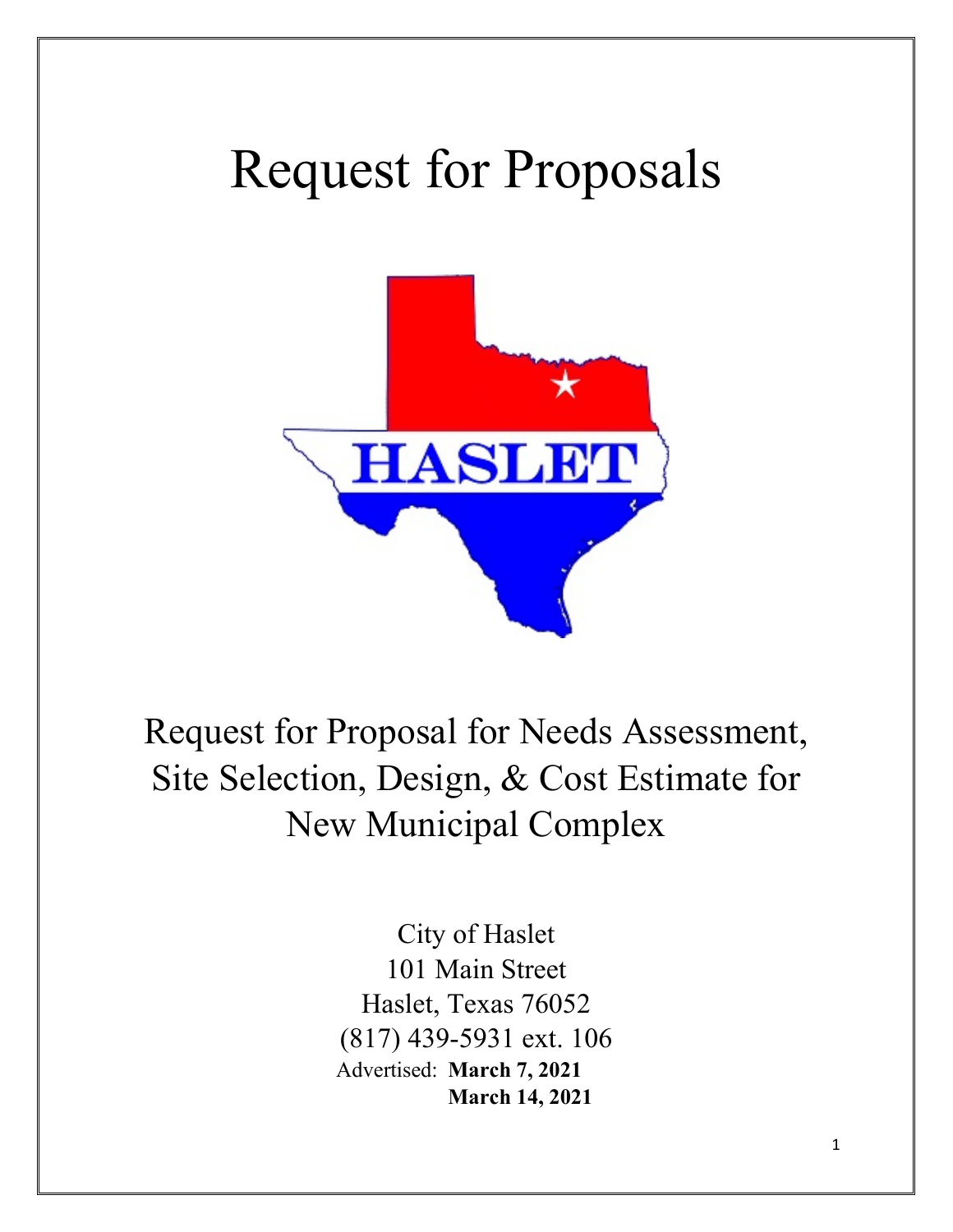# Request for Proposals

HASLET

## Request for Proposal for Needs Assessment, Site Selection, Design, & Cost Estimate for New Municipal Complex

City of Haslet
101 Main Street
Haslet, Texas 76052
(817) 439-5931 ext. 106
Advertised: **March 7, 2021**
**March 14, 2021**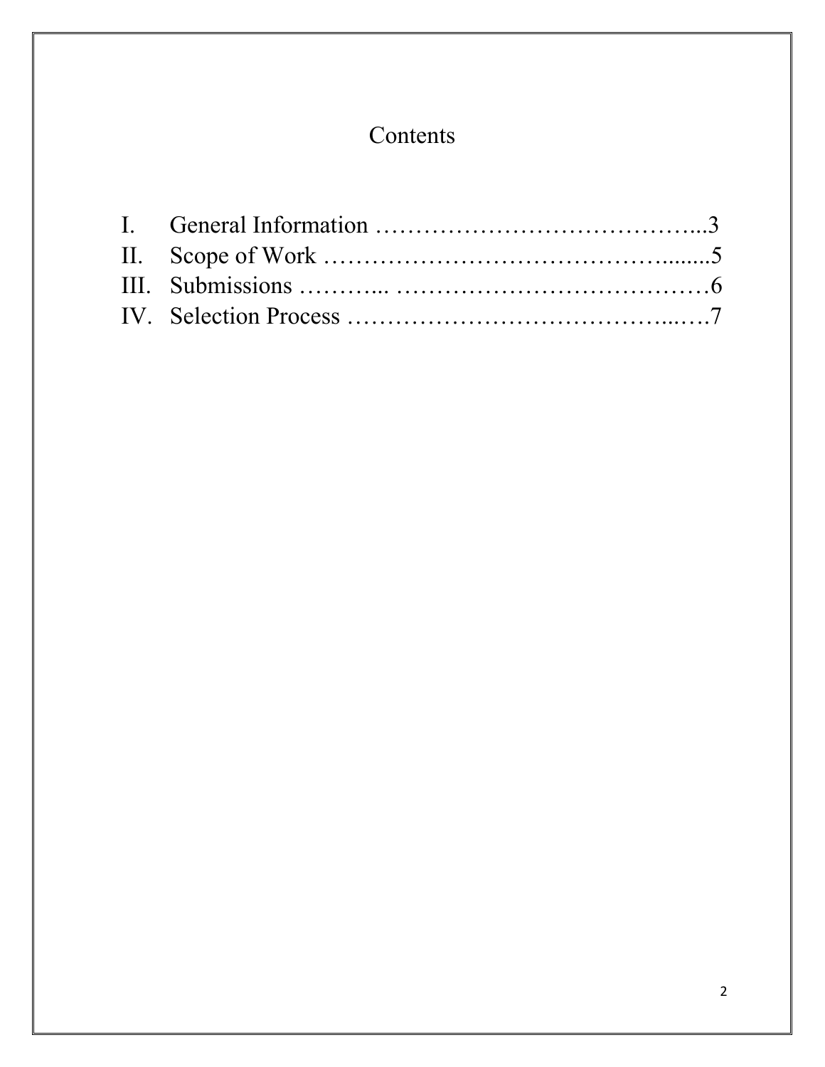# Contents

I. General Information …………………………………...3
II. Scope of Work …………………………………….......5
III. Submissions ………... …………………………………6
IV. Selection Process ……………………………….....…7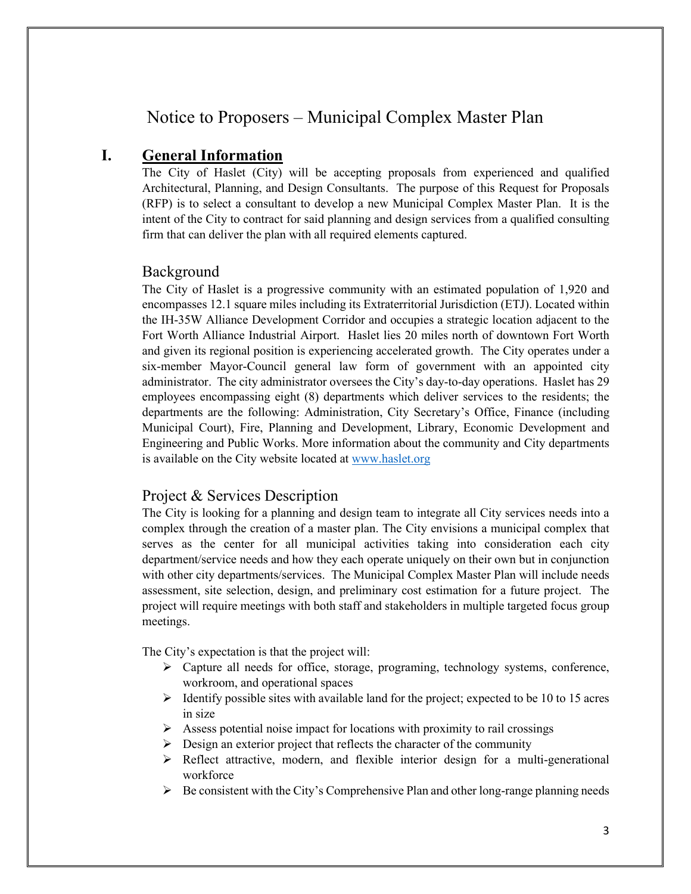# Notice to Proposers – Municipal Complex Master Plan

## I. General Information

The City of Haslet (City) will be accepting proposals from experienced and qualified Architectural, Planning, and Design Consultants. The purpose of this Request for Proposals (RFP) is to select a consultant to develop a new Municipal Complex Master Plan. It is the intent of the City to contract for said planning and design services from a qualified consulting firm that can deliver the plan with all required elements captured.

### Background

The City of Haslet is a progressive community with an estimated population of 1,920 and encompasses 12.1 square miles including its Extraterritorial Jurisdiction (ETJ). Located within the IH-35W Alliance Development Corridor and occupies a strategic location adjacent to the Fort Worth Alliance Industrial Airport. Haslet lies 20 miles north of downtown Fort Worth and given its regional position is experiencing accelerated growth. The City operates under a six-member Mayor-Council general law form of government with an appointed city administrator. The city administrator oversees the City's day-to-day operations. Haslet has 29 employees encompassing eight (8) departments which deliver services to the residents; the departments are the following: Administration, City Secretary's Office, Finance (including Municipal Court), Fire, Planning and Development, Library, Economic Development and Engineering and Public Works. More information about the community and City departments is available on the City website located at [www.haslet.org](http://www.haslet.org)

### Project & Services Description

The City is looking for a planning and design team to integrate all City services needs into a complex through the creation of a master plan. The City envisions a municipal complex that serves as the center for all municipal activities taking into consideration each city department/service needs and how they each operate uniquely on their own but in conjunction with other city departments/services. The Municipal Complex Master Plan will include needs assessment, site selection, design, and preliminary cost estimation for a future project. The project will require meetings with both staff and stakeholders in multiple targeted focus group meetings.

The City's expectation is that the project will:

- Capture all needs for office, storage, programing, technology systems, conference, workroom, and operational spaces
- Identify possible sites with available land for the project; expected to be 10 to 15 acres in size
- Assess potential noise impact for locations with proximity to rail crossings
- Design an exterior project that reflects the character of the community
- Reflect attractive, modern, and flexible interior design for a multi-generational workforce
- Be consistent with the City's Comprehensive Plan and other long-range planning needs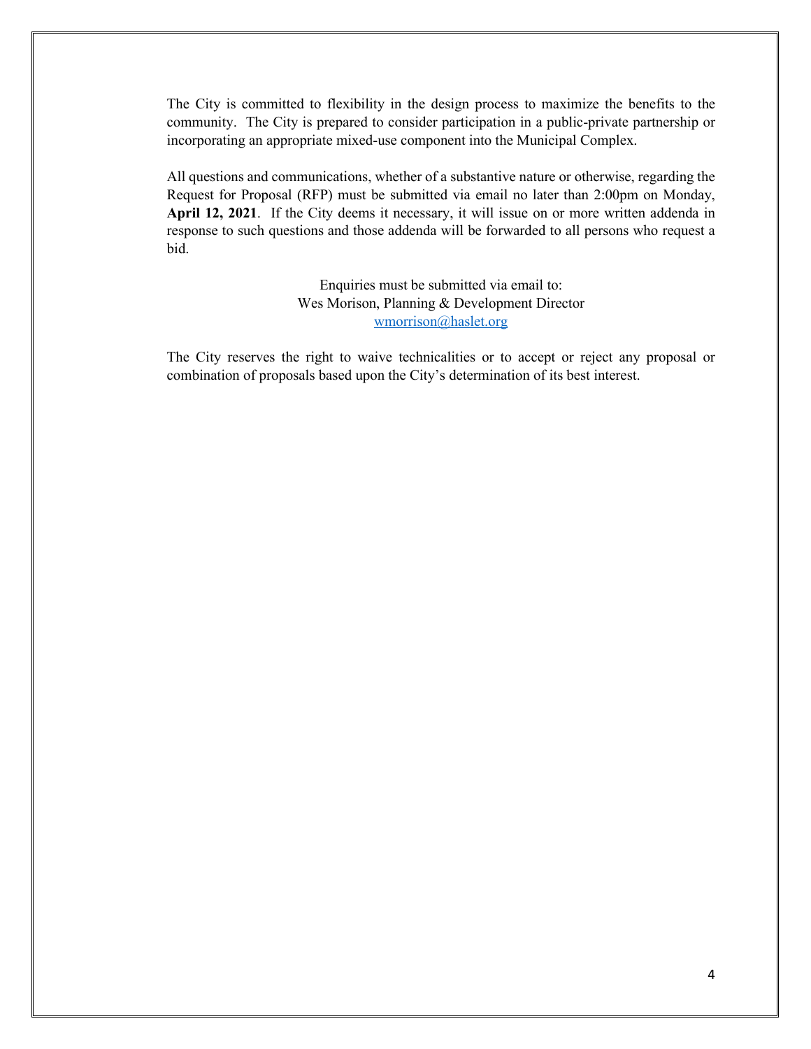The City is committed to flexibility in the design process to maximize the benefits to the community. The City is prepared to consider participation in a public-private partnership or incorporating an appropriate mixed-use component into the Municipal Complex.

All questions and communications, whether of a substantive nature or otherwise, regarding the Request for Proposal (RFP) must be submitted via email no later than 2:00pm on Monday, **April 12, 2021**. If the City deems it necessary, it will issue on or more written addenda in response to such questions and those addenda will be forwarded to all persons who request a bid.

Enquiries must be submitted via email to:
Wes Morison, Planning & Development Director
wmorrison@haslet.org

The City reserves the right to waive technicalities or to accept or reject any proposal or combination of proposals based upon the City's determination of its best interest.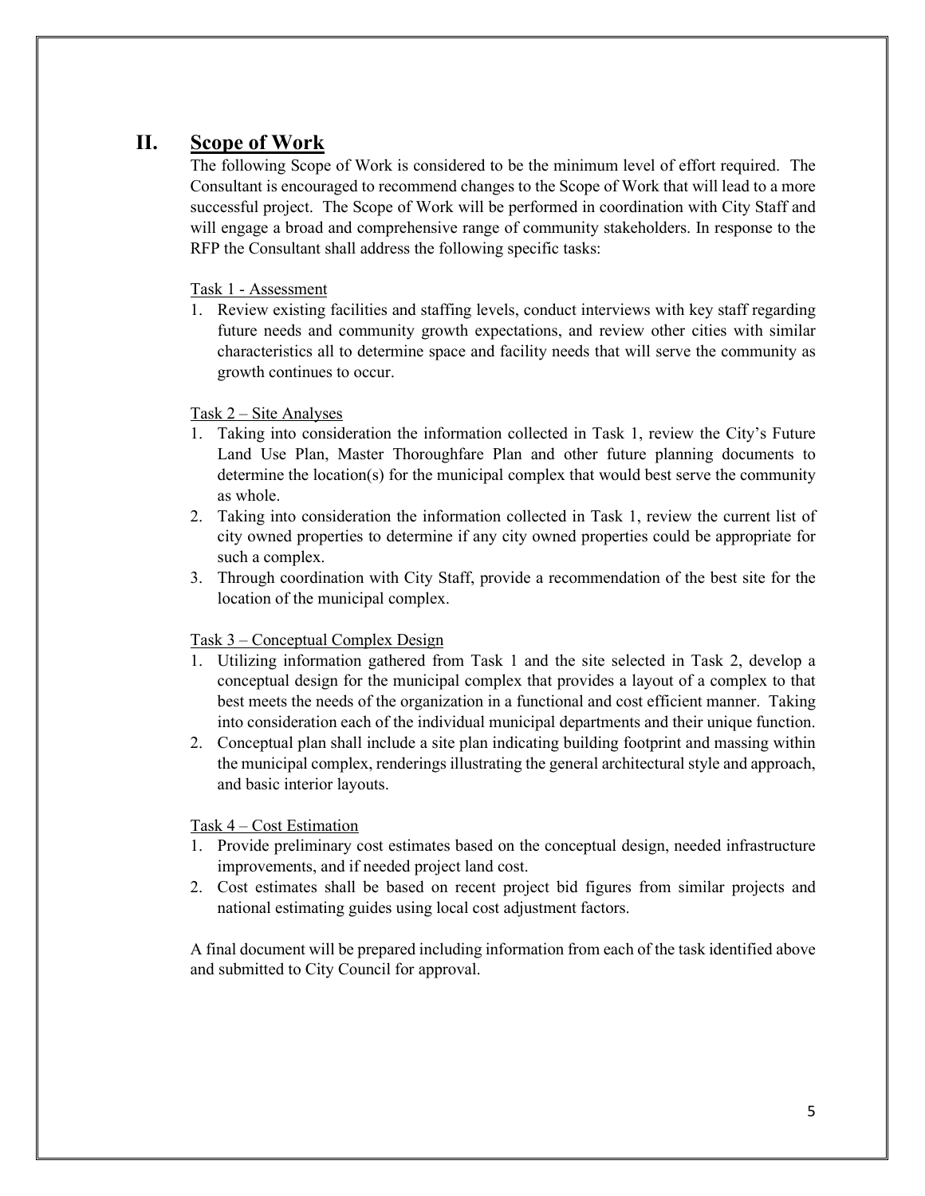## II. Scope of Work

The following Scope of Work is considered to be the minimum level of effort required. The Consultant is encouraged to recommend changes to the Scope of Work that will lead to a more successful project. The Scope of Work will be performed in coordination with City Staff and will engage a broad and comprehensive range of community stakeholders. In response to the RFP the Consultant shall address the following specific tasks:

Task 1 - Assessment

1. Review existing facilities and staffing levels, conduct interviews with key staff regarding future needs and community growth expectations, and review other cities with similar characteristics all to determine space and facility needs that will serve the community as growth continues to occur.

Task 2 – Site Analyses

1. Taking into consideration the information collected in Task 1, review the City's Future Land Use Plan, Master Thoroughfare Plan and other future planning documents to determine the location(s) for the municipal complex that would best serve the community as whole.
2. Taking into consideration the information collected in Task 1, review the current list of city owned properties to determine if any city owned properties could be appropriate for such a complex.
3. Through coordination with City Staff, provide a recommendation of the best site for the location of the municipal complex.

Task 3 – Conceptual Complex Design

1. Utilizing information gathered from Task 1 and the site selected in Task 2, develop a conceptual design for the municipal complex that provides a layout of a complex to that best meets the needs of the organization in a functional and cost efficient manner. Taking into consideration each of the individual municipal departments and their unique function.
2. Conceptual plan shall include a site plan indicating building footprint and massing within the municipal complex, renderings illustrating the general architectural style and approach, and basic interior layouts.

Task 4 – Cost Estimation

1. Provide preliminary cost estimates based on the conceptual design, needed infrastructure improvements, and if needed project land cost.
2. Cost estimates shall be based on recent project bid figures from similar projects and national estimating guides using local cost adjustment factors.

A final document will be prepared including information from each of the task identified above and submitted to City Council for approval.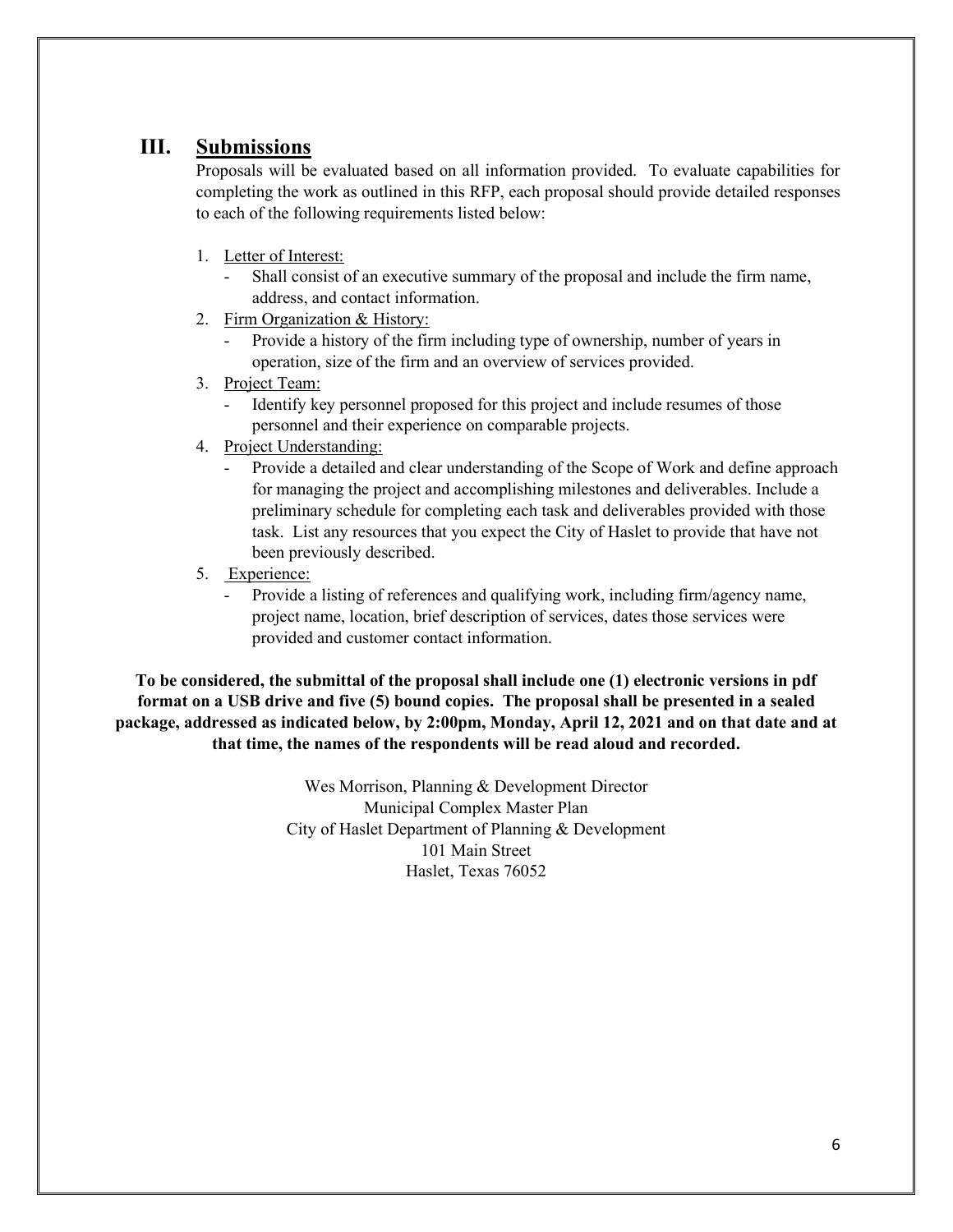## III. Submissions

Proposals will be evaluated based on all information provided. To evaluate capabilities for completing the work as outlined in this RFP, each proposal should provide detailed responses to each of the following requirements listed below:

1. Letter of Interest:
   - Shall consist of an executive summary of the proposal and include the firm name, address, and contact information.
2. Firm Organization & History:
   - Provide a history of the firm including type of ownership, number of years in operation, size of the firm and an overview of services provided.
3. Project Team:
   - Identify key personnel proposed for this project and include resumes of those personnel and their experience on comparable projects.
4. Project Understanding:
   - Provide a detailed and clear understanding of the Scope of Work and define approach for managing the project and accomplishing milestones and deliverables. Include a preliminary schedule for completing each task and deliverables provided with those task. List any resources that you expect the City of Haslet to provide that have not been previously described.
5. Experience:
   - Provide a listing of references and qualifying work, including firm/agency name, project name, location, brief description of services, dates those services were provided and customer contact information.

**To be considered, the submittal of the proposal shall include one (1) electronic versions in pdf format on a USB drive and five (5) bound copies. The proposal shall be presented in a sealed package, addressed as indicated below, by 2:00pm, Monday, April 12, 2021 and on that date and at that time, the names of the respondents will be read aloud and recorded.**

Wes Morrison, Planning & Development Director
Municipal Complex Master Plan
City of Haslet Department of Planning & Development
101 Main Street
Haslet, Texas 76052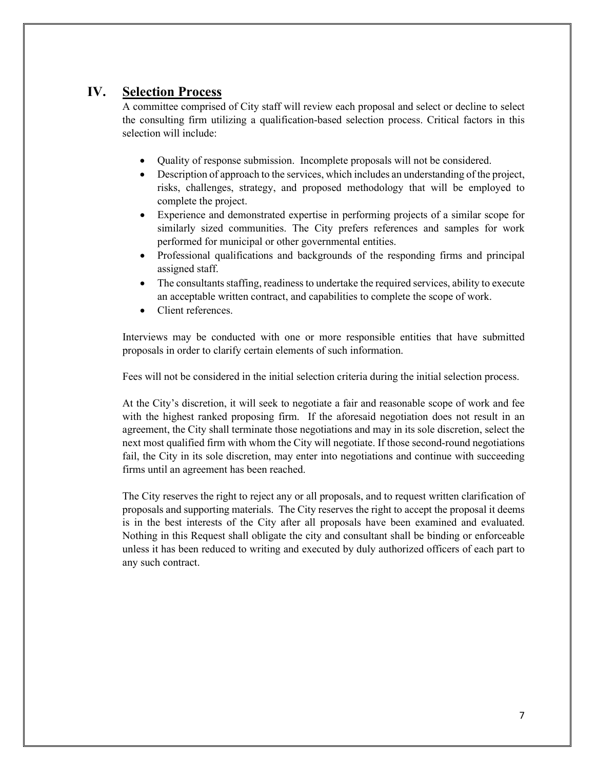## IV. Selection Process

A committee comprised of City staff will review each proposal and select or decline to select the consulting firm utilizing a qualification-based selection process. Critical factors in this selection will include:

- Quality of response submission. Incomplete proposals will not be considered.
- Description of approach to the services, which includes an understanding of the project, risks, challenges, strategy, and proposed methodology that will be employed to complete the project.
- Experience and demonstrated expertise in performing projects of a similar scope for similarly sized communities. The City prefers references and samples for work performed for municipal or other governmental entities.
- Professional qualifications and backgrounds of the responding firms and principal assigned staff.
- The consultants staffing, readiness to undertake the required services, ability to execute an acceptable written contract, and capabilities to complete the scope of work.
- Client references.

Interviews may be conducted with one or more responsible entities that have submitted proposals in order to clarify certain elements of such information.

Fees will not be considered in the initial selection criteria during the initial selection process.

At the City's discretion, it will seek to negotiate a fair and reasonable scope of work and fee with the highest ranked proposing firm. If the aforesaid negotiation does not result in an agreement, the City shall terminate those negotiations and may in its sole discretion, select the next most qualified firm with whom the City will negotiate. If those second-round negotiations fail, the City in its sole discretion, may enter into negotiations and continue with succeeding firms until an agreement has been reached.

The City reserves the right to reject any or all proposals, and to request written clarification of proposals and supporting materials. The City reserves the right to accept the proposal it deems is in the best interests of the City after all proposals have been examined and evaluated. Nothing in this Request shall obligate the city and consultant shall be binding or enforceable unless it has been reduced to writing and executed by duly authorized officers of each part to any such contract.